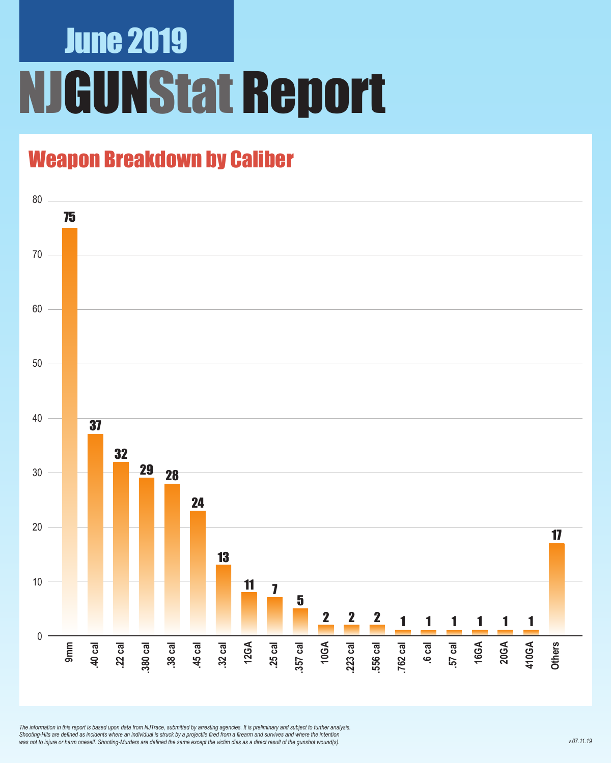# June 2019

# NJGUNStat Report

## Weapon Breakdown by Caliber

| Caliber | Count |
|---|---|
| 9mm | 75 |
| .40 cal | 37 |
| .22 cal | 32 |
| .380 cal | 29 |
| .38 cal | 28 |
| .45 cal | 24 |
| .32 cal | 13 |
| 12GA | 11 |
| .25 cal | 7 |
| .357 cal | 5 |
| 10GA | 2 |
| .223 cal | 2 |
| .556 cal | 2 |
| .762 cal | 1 |
| .6 cal | 1 |
| .57 cal | 1 |
| 16GA | 1 |
| 20GA | 1 |
| 410GA | 1 |
| Others | 17 |

*The information in this report is based upon data from NJTrace, submitted by arresting agencies. It is preliminary and subject to further analysis. Shooting-Hits are defined as incidents where an individual is struck by a projectile fired from a firearm and survives and where the intention was not to injure or harm oneself. Shooting-Murders are defined the same except the victim dies as a direct result of the gunshot wound(s).*

v.07.11.19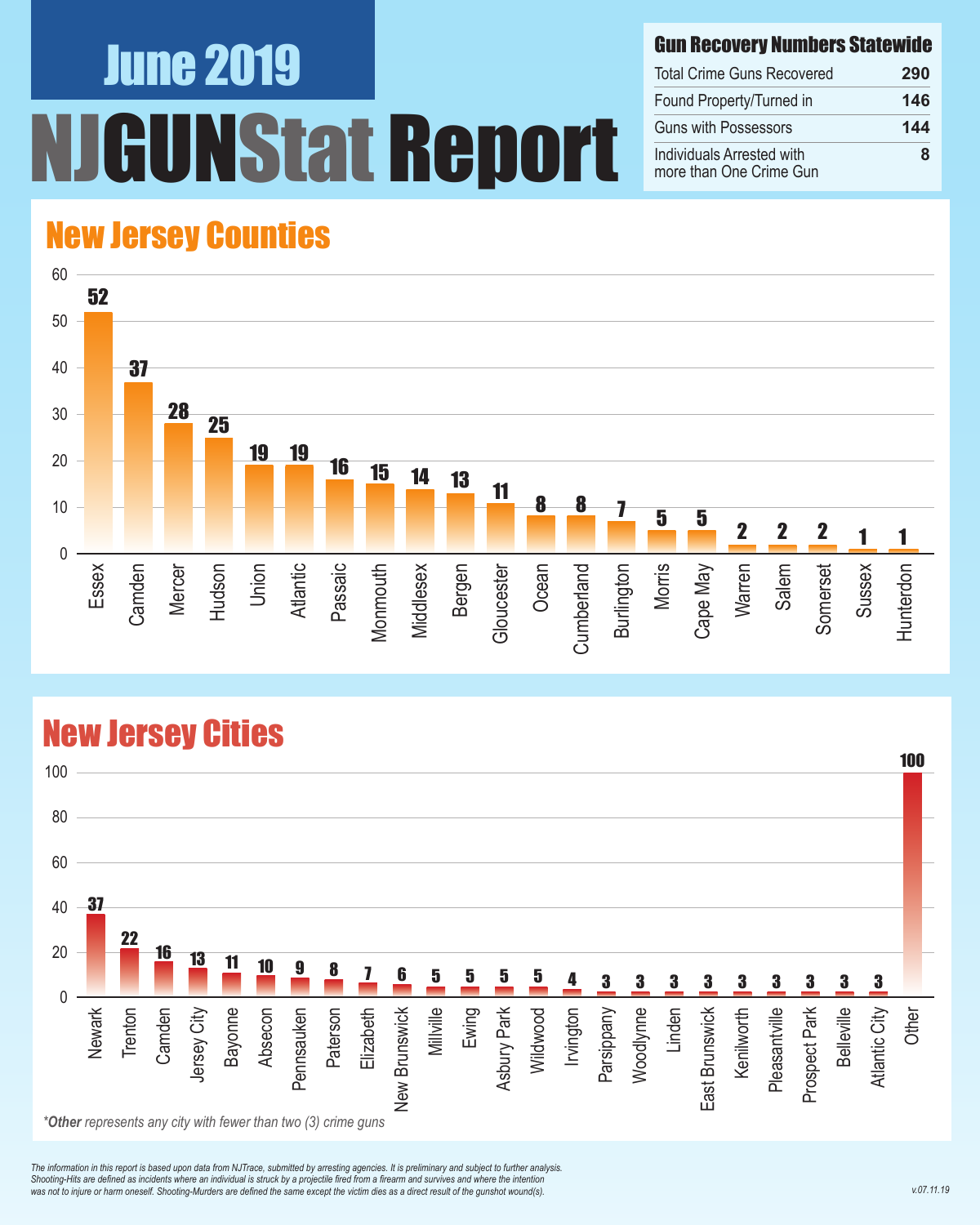# June 2019

# NJGUNStat Report

## Gun Recovery Numbers Statewide

| Gun Recovery Numbers Statewide | |
|---|---|
| Total Crime Guns Recovered | 290 |
| Found Property/Turned in | 146 |
| Guns with Possessors | 144 |
| Individuals Arrested with more than One Crime Gun | 8 |

## New Jersey Counties

| County | Count |
|---|---|
| Essex | 52 |
| Camden | 37 |
| Mercer | 28 |
| Hudson | 25 |
| Union | 19 |
| Atlantic | 19 |
| Passaic | 16 |
| Monmouth | 15 |
| Middlesex | 14 |
| Bergen | 13 |
| Gloucester | 11 |
| Ocean | 8 |
| Cumberland | 8 |
| Burlington | 7 |
| Morris | 5 |
| Cape May | 5 |
| Warren | 2 |
| Salem | 2 |
| Somerset | 2 |
| Sussex | 1 |
| Hunterdon | 1 |

## New Jersey Cities

| City | Count |
|---|---|
| Newark | 37 |
| Trenton | 22 |
| Camden | 16 |
| Jersey City | 13 |
| Bayonne | 11 |
| Absecon | 10 |
| Pennsauken | 9 |
| Paterson | 8 |
| Elizabeth | 7 |
| New Brunswick | 6 |
| Millville | 5 |
| Ewing | 5 |
| Asbury Park | 5 |
| Wildwood | 5 |
| Irvington | 4 |
| Parsippany | 3 |
| Woodlynne | 3 |
| Linden | 3 |
| East Brunswick | 3 |
| Kenilworth | 3 |
| Pleasantville | 3 |
| Prospect Park | 3 |
| Belleville | 3 |
| Atlantic City | 3 |
| Other | 100 |

*\*Other represents any city with fewer than two (3) crime guns*

*The information in this report is based upon data from NJTrace, submitted by arresting agencies. It is preliminary and subject to further analysis. Shooting-Hits are defined as incidents where an individual is struck by a projectile fired from a firearm and survives and where the intention was not to injure or harm oneself. Shooting-Murders are defined the same except the victim dies as a direct result of the gunshot wound(s).*

v.07.11.19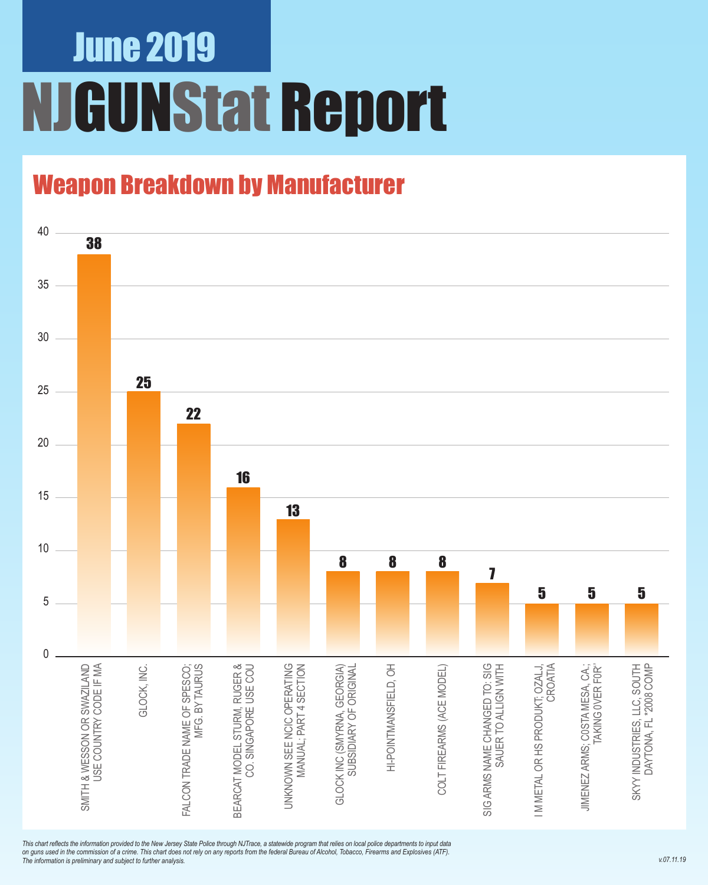# June 2019

# NJGUNStat Report

## Weapon Breakdown by Manufacturer

| Manufacturer | Count |
|---|---|
| SMITH & WESSON OR SWAZILAND USE COUNTRY CODE IF MA | 38 |
| GLOCK, INC. | 25 |
| FALCON TRADE NAME OF SPESCO; MFG. BY TAURUS | 22 |
| BEARCAT MODEL STURM, RUGER & CO. SINGAPORE USE COU | 16 |
| UNKNOWN SEE NCIC OPERATING MANUAL; PART 4 SECTION | 13 |
| GLOCK INC (SMYRNA, GEORGIA) SUBSIDIARY OF ORIGINAL | 8 |
| HI-POINTMANSFIELD, OH | 8 |
| COLT FIREARMS (ACE MODEL) | 8 |
| SIG ARMS NAME CHANGED TO: SIG SAUER TO ALLIGN WITH | 7 |
| I M METAL OR HS PRODUKT; OZALJ, CROATIA | 5 |
| JIMENEZ ARMS; COSTA MESA, CA.; TAKING 0VER F0R' | 5 |
| SKYY INDUSTRIES, LLC, SOUTH DAYTONA, FL *2008 COMP | 5 |

*This chart reflects the information provided to the New Jersey State Police through NJTrace, a statewide program that relies on local police departments to input data on guns used in the commission of a crime. This chart does not rely on any reports from the federal Bureau of Alcohol, Tobacco, Firearms and Explosives (ATF). The information is preliminary and subject to further analysis.*

*v.07.11.19*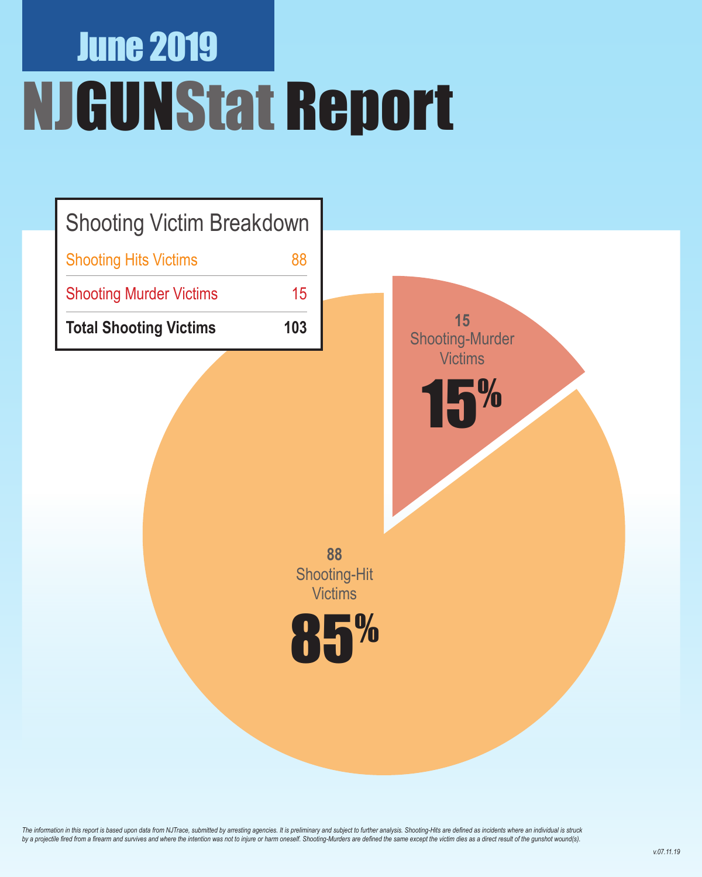June 2019

# NJGUNStat Report

## Shooting Victim Breakdown

| | |
|---|---|
| Shooting Hits Victims | 88 |
| Shooting Murder Victims | 15 |
| **Total Shooting Victims** | **103** |

15
Shooting-Murder Victims
15%

88
Shooting-Hit Victims
85%

*The information in this report is based upon data from NJTrace, submitted by arresting agencies. It is preliminary and subject to further analysis. Shooting-Hits are defined as incidents where an individual is struck by a projectile fired from a firearm and survives and where the intention was not to injure or harm oneself. Shooting-Murders are defined the same except the victim dies as a direct result of the gunshot wound(s).*

*v.07.11.19*